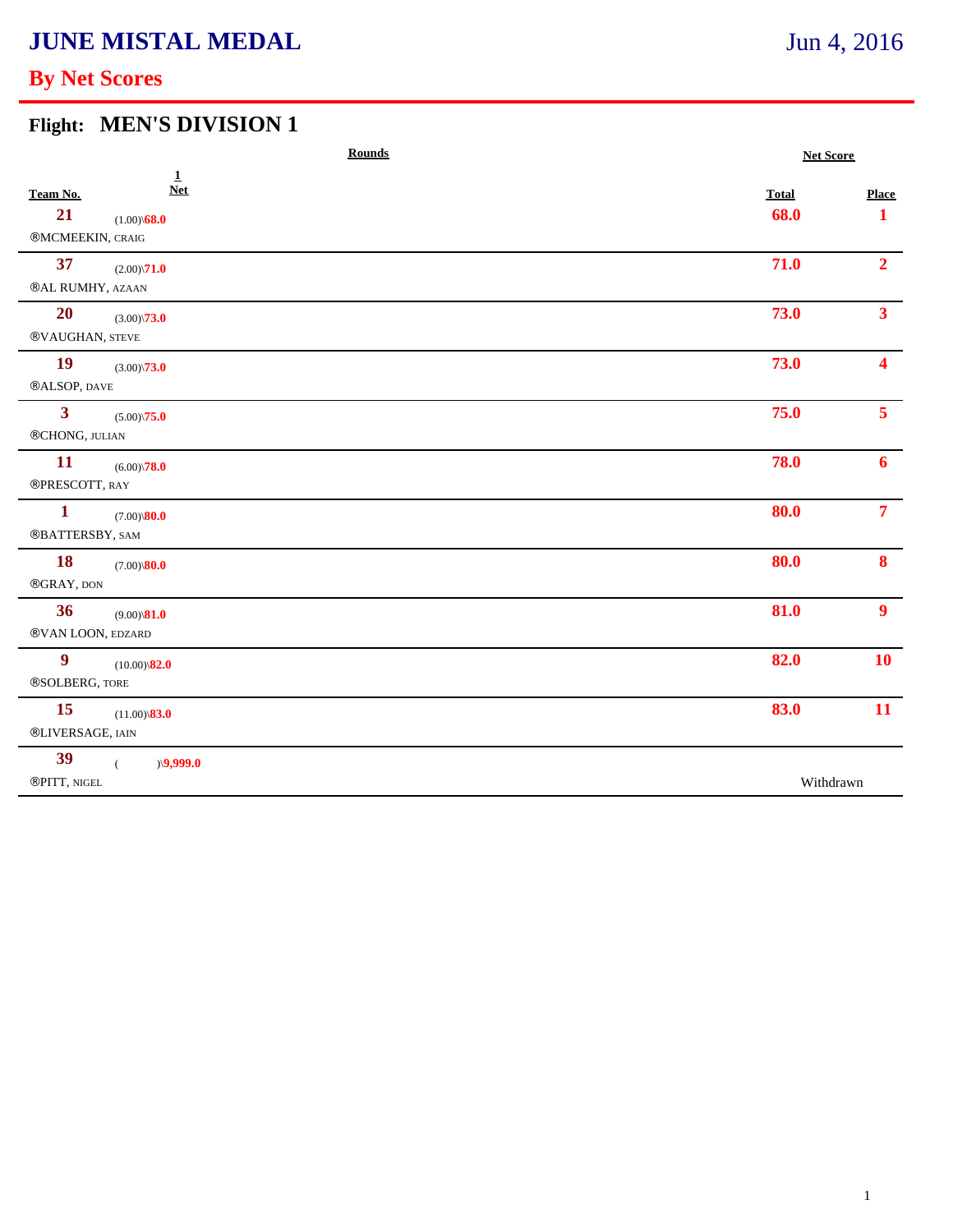# JUNE MISTAL MEDAL

Jun 4, 2016

## By Net Scores

### Flight: MEN'S DIVISION 1

| Team No. | Rounds 1 Net | Net Score Total | Place |
|---|---|---|---|
| 21 ®MCMEEKIN, CRAIG | (1.00)\68.0 | 68.0 | 1 |
| 37 ®AL RUMHY, AZAAN | (2.00)\71.0 | 71.0 | 2 |
| 20 ®VAUGHAN, STEVE | (3.00)\73.0 | 73.0 | 3 |
| 19 ®ALSOP, DAVE | (3.00)\73.0 | 73.0 | 4 |
| 3 ®CHONG, JULIAN | (5.00)\75.0 | 75.0 | 5 |
| 11 ®PRESCOTT, RAY | (6.00)\78.0 | 78.0 | 6 |
| 1 ®BATTERSBY, SAM | (7.00)\80.0 | 80.0 | 7 |
| 18 ®GRAY, DON | (7.00)\80.0 | 80.0 | 8 |
| 36 ®VAN LOON, EDZARD | (9.00)\81.0 | 81.0 | 9 |
| 9 ®SOLBERG, TORE | (10.00)\82.0 | 82.0 | 10 |
| 15 ®LIVERSAGE, IAIN | (11.00)\83.0 | 83.0 | 11 |
| 39 ®PITT, NIGEL | ( )\9,999.0 | Withdrawn | |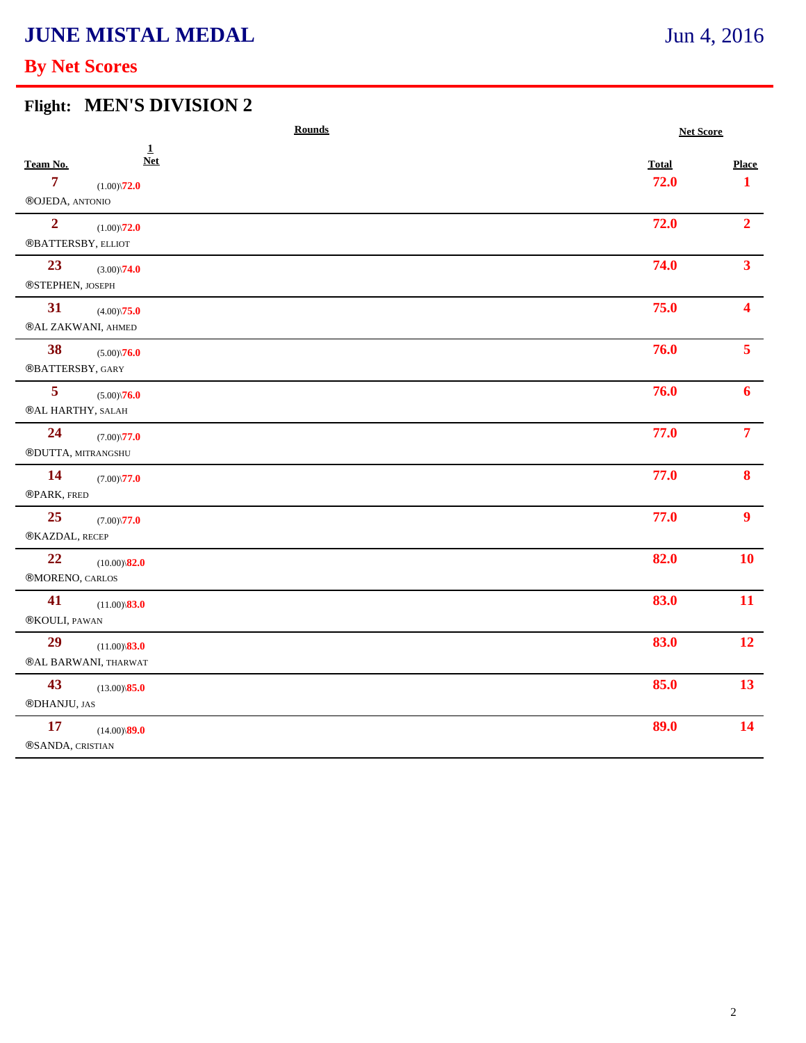# JUNE MISTAL MEDAL

Jun 4, 2016

## By Net Scores

### Flight: MEN'S DIVISION 2

| Team No. | Rounds 1 Net | Net Score Total | Place |
|---|---|---|---|
| 7 ®OJEDA, ANTONIO | (1.00)\72.0 | 72.0 | 1 |
| 2 ®BATTERSBY, ELLIOT | (1.00)\72.0 | 72.0 | 2 |
| 23 ®STEPHEN, JOSEPH | (3.00)\74.0 | 74.0 | 3 |
| 31 ®AL ZAKWANI, AHMED | (4.00)\75.0 | 75.0 | 4 |
| 38 ®BATTERSBY, GARY | (5.00)\76.0 | 76.0 | 5 |
| 5 ®AL HARTHY, SALAH | (5.00)\76.0 | 76.0 | 6 |
| 24 ®DUTTA, MITRANGSHU | (7.00)\77.0 | 77.0 | 7 |
| 14 ®PARK, FRED | (7.00)\77.0 | 77.0 | 8 |
| 25 ®KAZDAL, RECEP | (7.00)\77.0 | 77.0 | 9 |
| 22 ®MORENO, CARLOS | (10.00)\82.0 | 82.0 | 10 |
| 41 ®KOULI, PAWAN | (11.00)\83.0 | 83.0 | 11 |
| 29 ®AL BARWANI, THARWAT | (11.00)\83.0 | 83.0 | 12 |
| 43 ®DHANJU, JAS | (13.00)\85.0 | 85.0 | 13 |
| 17 ®SANDA, CRISTIAN | (14.00)\89.0 | 89.0 | 14 |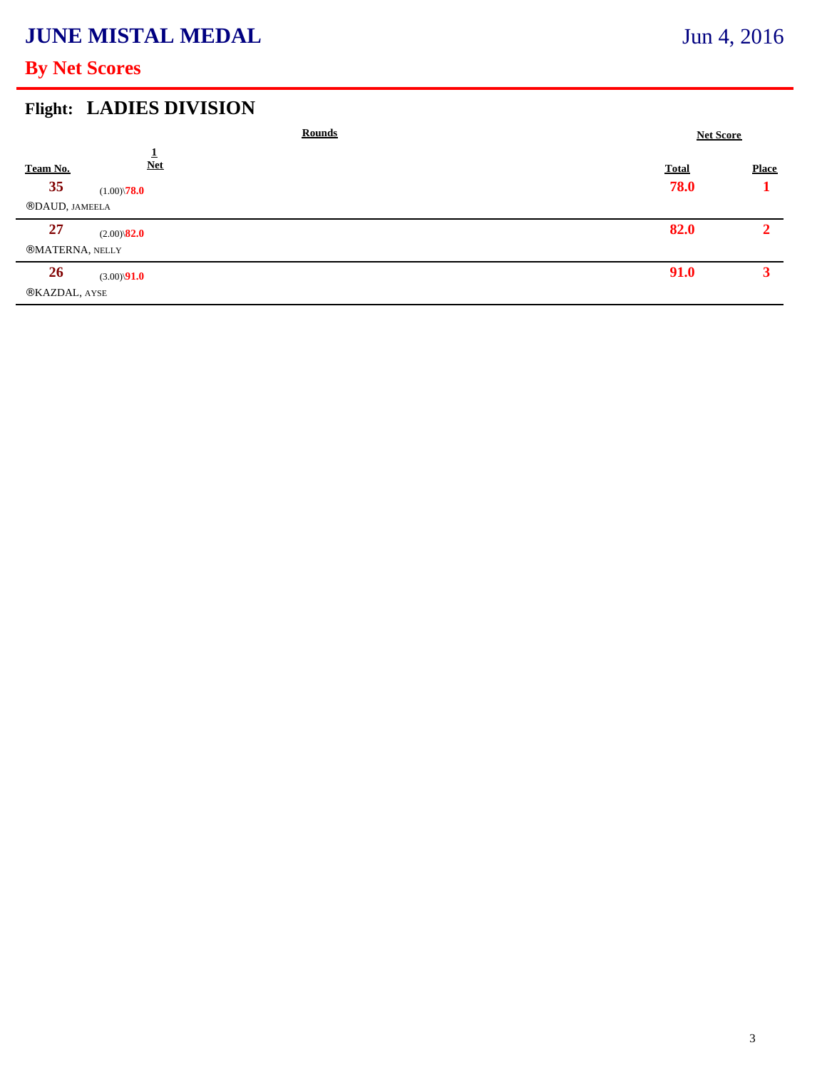# JUNE MISTAL MEDAL

Jun 4, 2016

## By Net Scores

### Flight: LADIES DIVISION

| | Rounds | Net Score | |
|---|---|---|---|
| Team No. | 1 Net | Total | Place |
| 35 ®DAUD, JAMEELA | (1.00)\78.0 | 78.0 | 1 |
| 27 ®MATERNA, NELLY | (2.00)\82.0 | 82.0 | 2 |
| 26 ®KAZDAL, AYSE | (3.00)\91.0 | 91.0 | 3 |